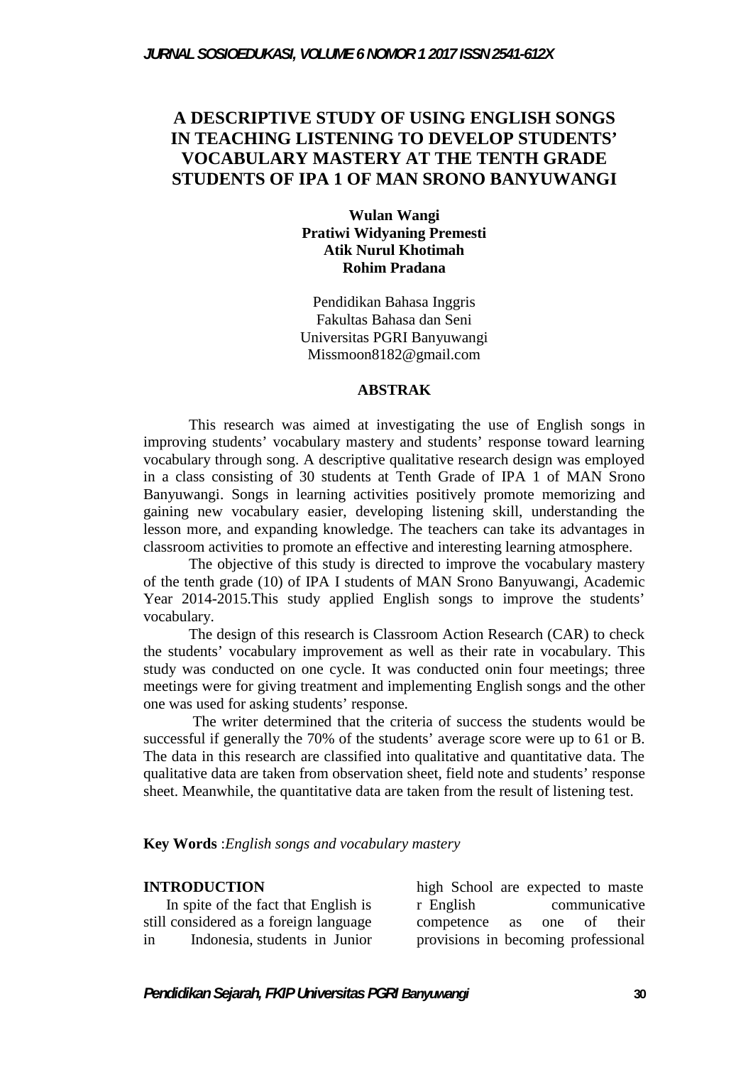# A DESCRIPTIVE STUDY OF USING ENGLISH SONGS IN TEACHING LISTENING TO DEVELOP STUDENTS' VOCABULARY MASTERY AT THE TENTH GRADE STUDENTS OF IPA 1 OF MAN SRONO BANYUWANGI

**Wulan Wangi**
**Pratiwi Widyaning Premesti**
**Atik Nurul Khotimah**
**Rohim Pradana**

Pendidikan Bahasa Inggris
Fakultas Bahasa dan Seni
Universitas PGRI Banyuwangi
Missmoon8182@gmail.com

## ABSTRAK

This research was aimed at investigating the use of English songs in improving students' vocabulary mastery and students' response toward learning vocabulary through song. A descriptive qualitative research design was employed in a class consisting of 30 students at Tenth Grade of IPA 1 of MAN Srono Banyuwangi. Songs in learning activities positively promote memorizing and gaining new vocabulary easier, developing listening skill, understanding the lesson more, and expanding knowledge. The teachers can take its advantages in classroom activities to promote an effective and interesting learning atmosphere.

The objective of this study is directed to improve the vocabulary mastery of the tenth grade (10) of IPA I students of MAN Srono Banyuwangi, Academic Year 2014-2015.This study applied English songs to improve the students' vocabulary.

The design of this research is Classroom Action Research (CAR) to check the students' vocabulary improvement as well as their rate in vocabulary. This study was conducted on one cycle. It was conducted onin four meetings; three meetings were for giving treatment and implementing English songs and the other one was used for asking students' response.

The writer determined that the criteria of success the students would be successful if generally the 70% of the students' average score were up to 61 or B. The data in this research are classified into qualitative and quantitative data. The qualitative data are taken from observation sheet, field note and students' response sheet. Meanwhile, the quantitative data are taken from the result of listening test.

**Key Words** :*English songs and vocabulary mastery*

## INTRODUCTION

In spite of the fact that English is still considered as a foreign language in Indonesia, students in Junior high School are expected to maste r English communicative competence as one of their provisions in becoming professional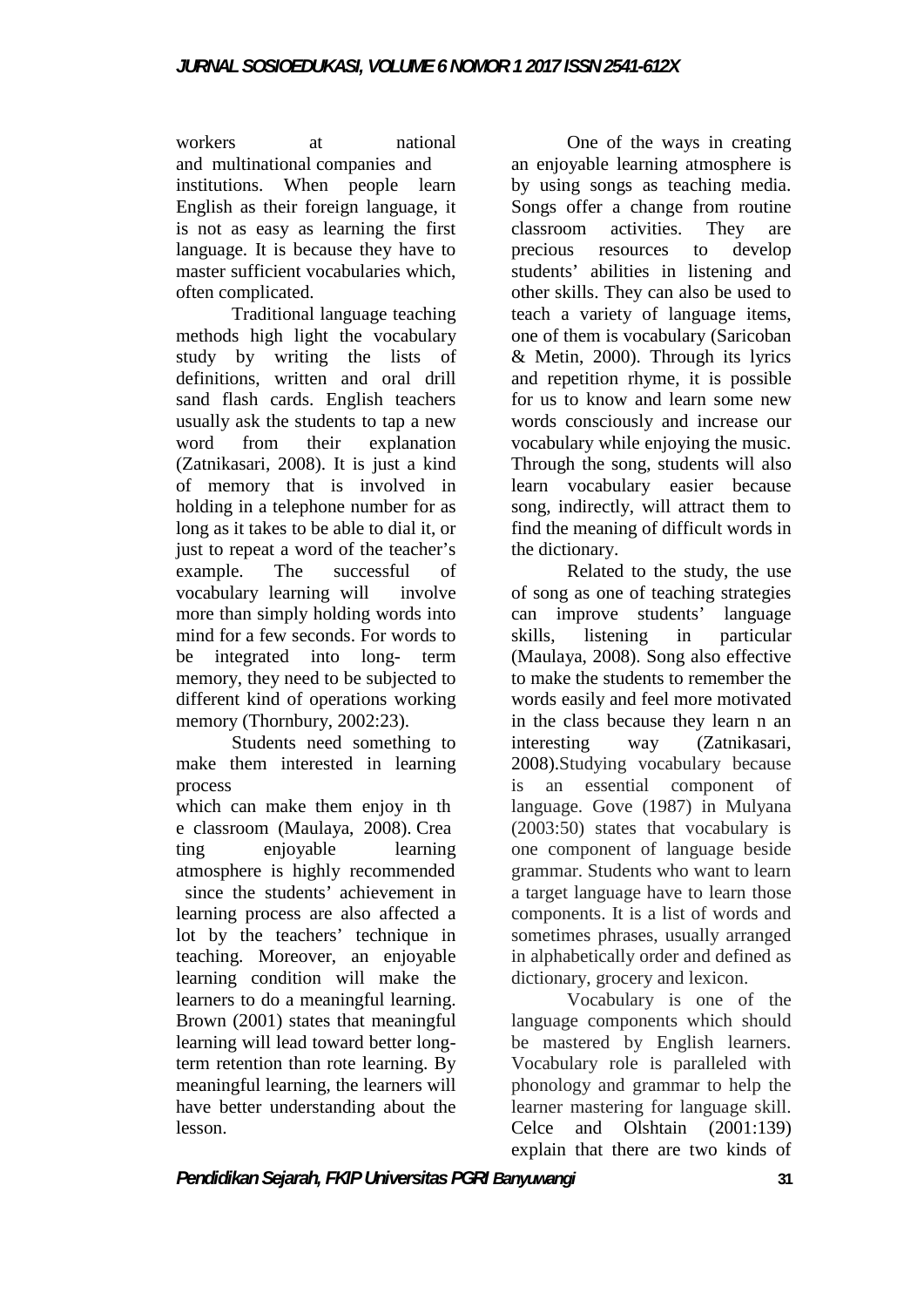workers at national and multinational companies and institutions. When people learn English as their foreign language, it is not as easy as learning the first language. It is because they have to master sufficient vocabularies which, often complicated.

Traditional language teaching methods high light the vocabulary study by writing the lists of definitions, written and oral drill sand flash cards. English teachers usually ask the students to tap a new word from their explanation (Zatnikasari, 2008). It is just a kind of memory that is involved in holding in a telephone number for as long as it takes to be able to dial it, or just to repeat a word of the teacher's example. The successful of vocabulary learning will involve more than simply holding words into mind for a few seconds. For words to be integrated into long- term memory, they need to be subjected to different kind of operations working memory (Thornbury, 2002:23).

Students need something to make them interested in learning process which can make them enjoy in th e classroom (Maulaya, 2008). Crea ting enjoyable learning atmosphere is highly recommended since the students' achievement in learning process are also affected a lot by the teachers' technique in teaching. Moreover, an enjoyable learning condition will make the learners to do a meaningful learning. Brown (2001) states that meaningful learning will lead toward better long-term retention than rote learning. By meaningful learning, the learners will have better understanding about the lesson.

One of the ways in creating an enjoyable learning atmosphere is by using songs as teaching media. Songs offer a change from routine classroom activities. They are precious resources to develop students' abilities in listening and other skills. They can also be used to teach a variety of language items, one of them is vocabulary (Saricoban & Metin, 2000). Through its lyrics and repetition rhyme, it is possible for us to know and learn some new words consciously and increase our vocabulary while enjoying the music. Through the song, students will also learn vocabulary easier because song, indirectly, will attract them to find the meaning of difficult words in the dictionary.

Related to the study, the use of song as one of teaching strategies can improve students' language skills, listening in particular (Maulaya, 2008). Song also effective to make the students to remember the words easily and feel more motivated in the class because they learn n an interesting way (Zatnikasari, 2008).Studying vocabulary because is an essential component of language. Gove (1987) in Mulyana (2003:50) states that vocabulary is one component of language beside grammar. Students who want to learn a target language have to learn those components. It is a list of words and sometimes phrases, usually arranged in alphabetically order and defined as dictionary, grocery and lexicon.

Vocabulary is one of the language components which should be mastered by English learners. Vocabulary role is paralleled with phonology and grammar to help the learner mastering for language skill. Celce and Olshtain (2001:139) explain that there are two kinds of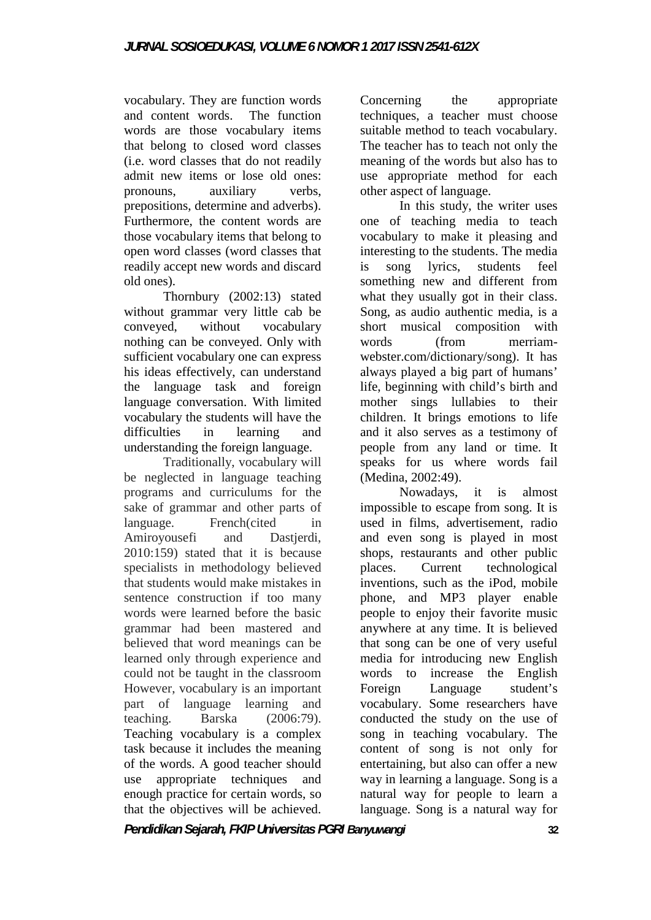vocabulary. They are function words and content words. The function words are those vocabulary items that belong to closed word classes (i.e. word classes that do not readily admit new items or lose old ones: pronouns, auxiliary verbs, prepositions, determine and adverbs). Furthermore, the content words are those vocabulary items that belong to open word classes (word classes that readily accept new words and discard old ones).

Thornbury (2002:13) stated without grammar very little cab be conveyed, without vocabulary nothing can be conveyed. Only with sufficient vocabulary one can express his ideas effectively, can understand the language task and foreign language conversation. With limited vocabulary the students will have the difficulties in learning and understanding the foreign language.

Traditionally, vocabulary will be neglected in language teaching programs and curriculums for the sake of grammar and other parts of language. French(cited in Amiroyousefi and Dastjerdi, 2010:159) stated that it is because specialists in methodology believed that students would make mistakes in sentence construction if too many words were learned before the basic grammar had been mastered and believed that word meanings can be learned only through experience and could not be taught in the classroom However, vocabulary is an important part of language learning and teaching. Barska (2006:79). Teaching vocabulary is a complex task because it includes the meaning of the words. A good teacher should use appropriate techniques and enough practice for certain words, so that the objectives will be achieved. Concerning the appropriate techniques, a teacher must choose suitable method to teach vocabulary. The teacher has to teach not only the meaning of the words but also has to use appropriate method for each other aspect of language.

In this study, the writer uses one of teaching media to teach vocabulary to make it pleasing and interesting to the students. The media is song lyrics, students feel something new and different from what they usually got in their class. Song, as audio authentic media, is a short musical composition with words (from merriam-webster.com/dictionary/song). It has always played a big part of humans' life, beginning with child's birth and mother sings lullabies to their children. It brings emotions to life and it also serves as a testimony of people from any land or time. It speaks for us where words fail (Medina, 2002:49).

Nowadays, it is almost impossible to escape from song. It is used in films, advertisement, radio and even song is played in most shops, restaurants and other public places. Current technological inventions, such as the iPod, mobile phone, and MP3 player enable people to enjoy their favorite music anywhere at any time. It is believed that song can be one of very useful media for introducing new English words to increase the English Foreign Language student's vocabulary. Some researchers have conducted the study on the use of song in teaching vocabulary. The content of song is not only for entertaining, but also can offer a new way in learning a language. Song is a natural way for people to learn a language. Song is a natural way for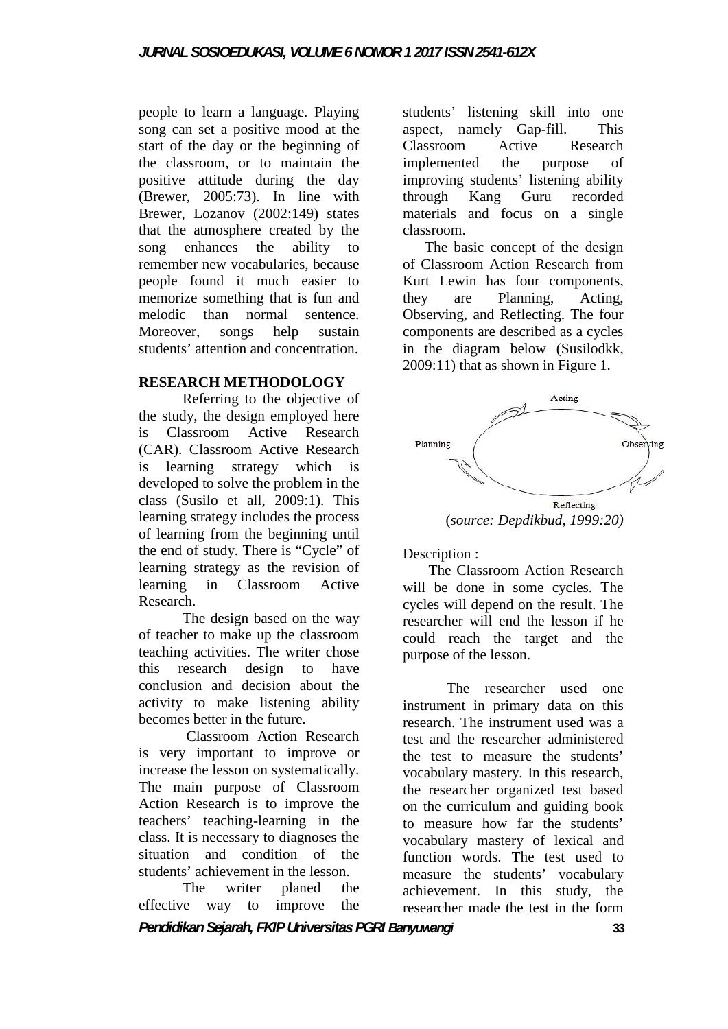people to learn a language. Playing song can set a positive mood at the start of the day or the beginning of the classroom, or to maintain the positive attitude during the day (Brewer, 2005:73). In line with Brewer, Lozanov (2002:149) states that the atmosphere created by the song enhances the ability to remember new vocabularies, because people found it much easier to memorize something that is fun and melodic than normal sentence. Moreover, songs help sustain students' attention and concentration.

## RESEARCH METHODOLOGY

Referring to the objective of the study, the design employed here is Classroom Active Research (CAR). Classroom Active Research is learning strategy which is developed to solve the problem in the class (Susilo et all, 2009:1). This learning strategy includes the process of learning from the beginning until the end of study. There is "Cycle" of learning strategy as the revision of learning in Classroom Active Research.

The design based on the way of teacher to make up the classroom teaching activities. The writer chose this research design to have conclusion and decision about the activity to make listening ability becomes better in the future.

Classroom Action Research is very important to improve or increase the lesson on systematically. The main purpose of Classroom Action Research is to improve the teachers' teaching-learning in the class. It is necessary to diagnoses the situation and condition of the students' achievement in the lesson.

The writer planed the effective way to improve the students' listening skill into one aspect, namely Gap-fill. This Classroom Active Research implemented the purpose of improving students' listening ability through Kang Guru recorded materials and focus on a single classroom.

The basic concept of the design of Classroom Action Research from Kurt Lewin has four components, they are Planning, Acting, Observing, and Reflecting. The four components are described as a cycles in the diagram below (Susilodkk, 2009:11) that as shown in Figure 1.

Acting

Planning

Observing

Reflecting

(*source: Depdikbud, 1999:20)*

Description :

The Classroom Action Research will be done in some cycles. The cycles will depend on the result. The researcher will end the lesson if he could reach the target and the purpose of the lesson.

The researcher used one instrument in primary data on this research. The instrument used was a test and the researcher administered the test to measure the students' vocabulary mastery. In this research, the researcher organized test based on the curriculum and guiding book to measure how far the students' vocabulary mastery of lexical and function words. The test used to measure the students' vocabulary achievement. In this study, the researcher made the test in the form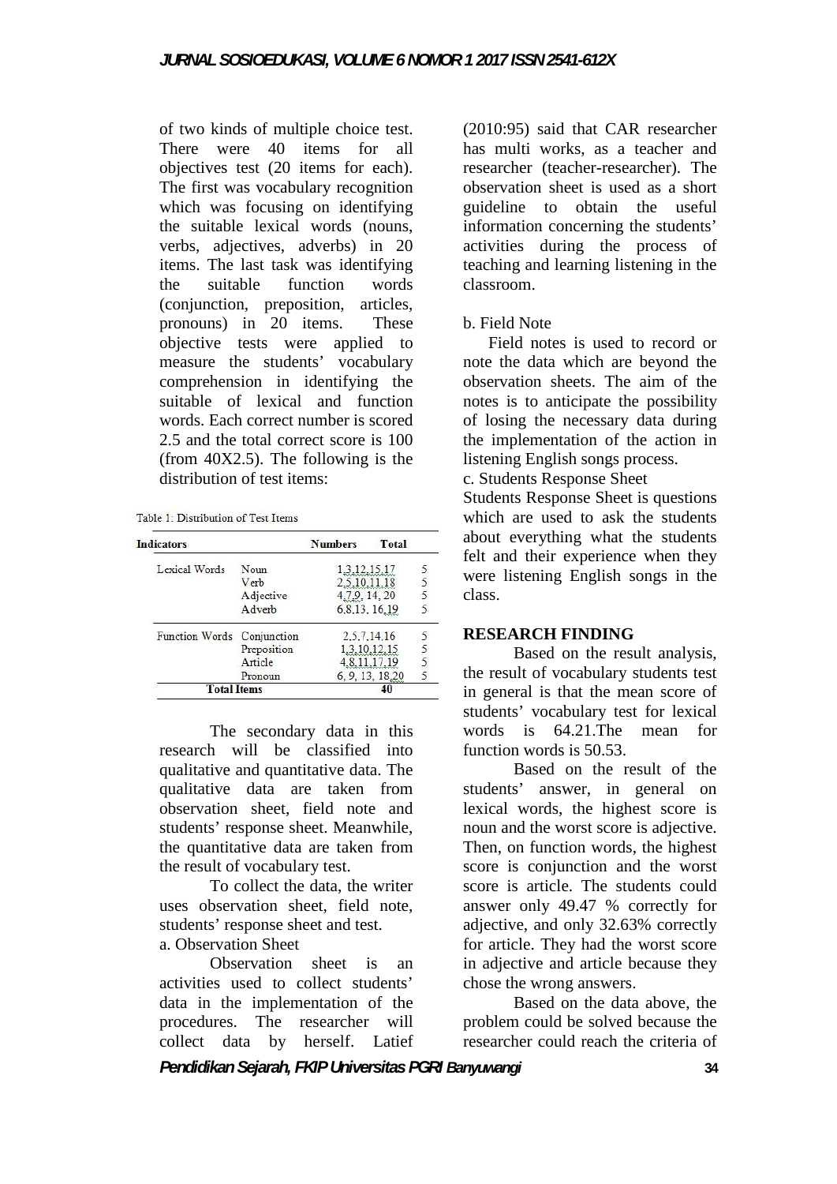of two kinds of multiple choice test. There were 40 items for all objectives test (20 items for each). The first was vocabulary recognition which was focusing on identifying the suitable lexical words (nouns, verbs, adjectives, adverbs) in 20 items. The last task was identifying the suitable function words (conjunction, preposition, articles, pronouns) in 20 items. These objective tests were applied to measure the students' vocabulary comprehension in identifying the suitable of lexical and function words. Each correct number is scored 2.5 and the total correct score is 100 (from 40X2.5). The following is the distribution of test items:

Table 1: Distribution of Test Items

| Indicators | | Numbers | Total |
|---|---|---|---|
| Lexical Words | Noun | 1,3,12,15,17 | 5 |
| | Verb | 2,5,10,11,18 | 5 |
| | Adjective | 4,7,9, 14, 20 | 5 |
| | Adverb | 6,8,13, 16,19 | 5 |
| Function Words | Conjunction | 2,5,7,14,16 | 5 |
| | Preposition | 1,3,10,12,15 | 5 |
| | Article | 4,8,11,17,19 | 5 |
| | Pronoun | 6, 9, 13, 18,20 | 5 |
| **Total Items** | | **40** | |

The secondary data in this research will be classified into qualitative and quantitative data. The qualitative data are taken from observation sheet, field note and students' response sheet. Meanwhile, the quantitative data are taken from the result of vocabulary test.

To collect the data, the writer uses observation sheet, field note, students' response sheet and test.

a. Observation Sheet

Observation sheet is an activities used to collect students' data in the implementation of the procedures. The researcher will collect data by herself. Latief (2010:95) said that CAR researcher has multi works, as a teacher and researcher (teacher-researcher). The observation sheet is used as a short guideline to obtain the useful information concerning the students' activities during the process of teaching and learning listening in the classroom.

b. Field Note

Field notes is used to record or note the data which are beyond the observation sheets. The aim of the notes is to anticipate the possibility of losing the necessary data during the implementation of the action in listening English songs process.

c. Students Response Sheet

Students Response Sheet is questions which are used to ask the students about everything what the students felt and their experience when they were listening English songs in the class.

## RESEARCH FINDING

Based on the result analysis, the result of vocabulary students test in general is that the mean score of students' vocabulary test for lexical words is 64.21.The mean for function words is 50.53.

Based on the result of the students' answer, in general on lexical words, the highest score is noun and the worst score is adjective. Then, on function words, the highest score is conjunction and the worst score is article. The students could answer only 49.47 % correctly for adjective, and only 32.63% correctly for article. They had the worst score in adjective and article because they chose the wrong answers.

Based on the data above, the problem could be solved because the researcher could reach the criteria of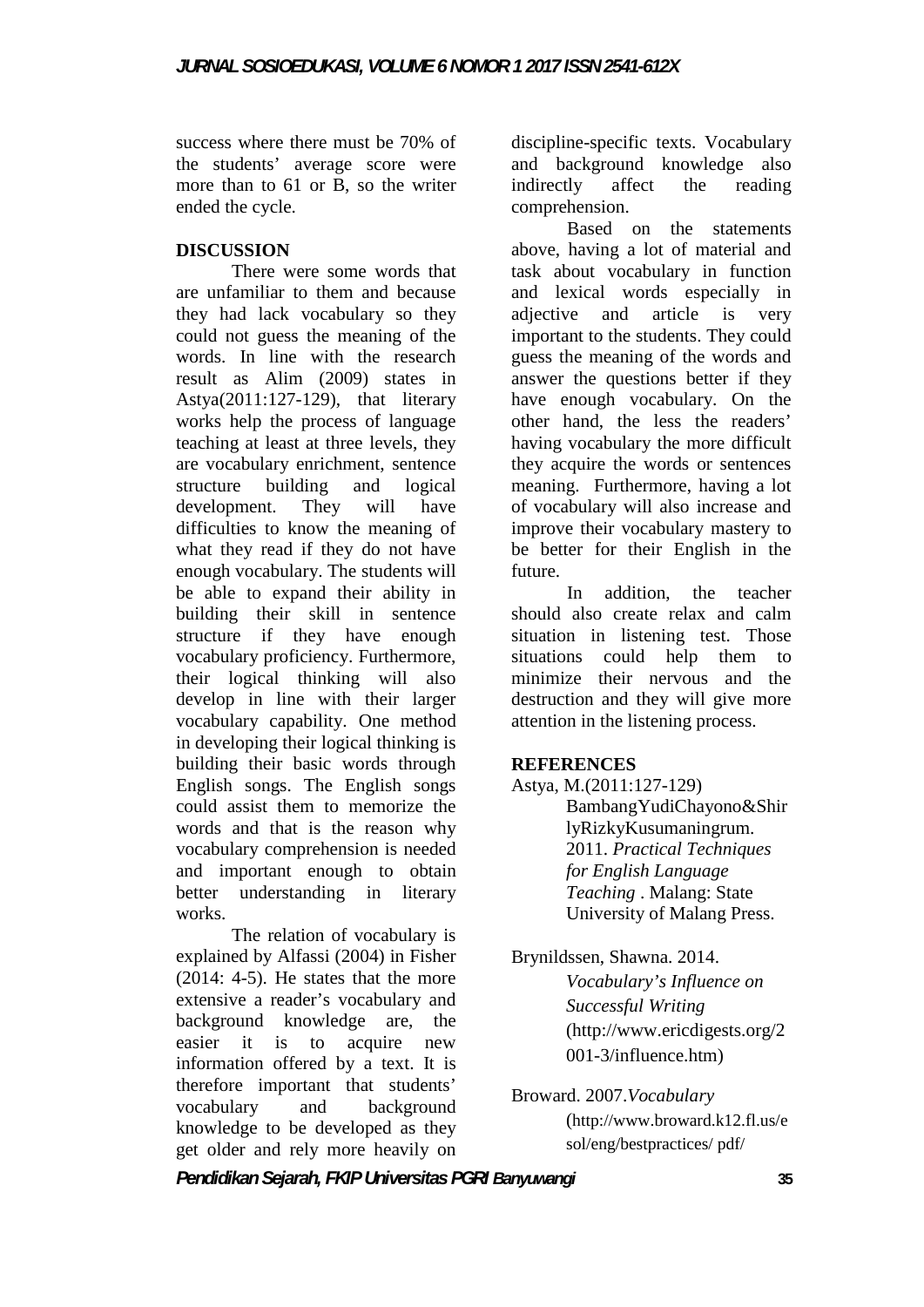success where there must be 70% of the students' average score were more than to 61 or B, so the writer ended the cycle.

## DISCUSSION

There were some words that are unfamiliar to them and because they had lack vocabulary so they could not guess the meaning of the words. In line with the research result as Alim (2009) states in Astya(2011:127-129), that literary works help the process of language teaching at least at three levels, they are vocabulary enrichment, sentence structure building and logical development. They will have difficulties to know the meaning of what they read if they do not have enough vocabulary. The students will be able to expand their ability in building their skill in sentence structure if they have enough vocabulary proficiency. Furthermore, their logical thinking will also develop in line with their larger vocabulary capability. One method in developing their logical thinking is building their basic words through English songs. The English songs could assist them to memorize the words and that is the reason why vocabulary comprehension is needed and important enough to obtain better understanding in literary works.

The relation of vocabulary is explained by Alfassi (2004) in Fisher (2014: 4-5). He states that the more extensive a reader's vocabulary and background knowledge are, the easier it is to acquire new information offered by a text. It is therefore important that students' vocabulary and background knowledge to be developed as they get older and rely more heavily on discipline-specific texts. Vocabulary and background knowledge also indirectly affect the reading comprehension.

Based on the statements above, having a lot of material and task about vocabulary in function and lexical words especially in adjective and article is very important to the students. They could guess the meaning of the words and answer the questions better if they have enough vocabulary. On the other hand, the less the readers' having vocabulary the more difficult they acquire the words or sentences meaning. Furthermore, having a lot of vocabulary will also increase and improve their vocabulary mastery to be better for their English in the future.

In addition, the teacher should also create relax and calm situation in listening test. Those situations could help them to minimize their nervous and the destruction and they will give more attention in the listening process.

## REFERENCES

Astya, M.(2011:127-129) BambangYudiChayono&ShirlyRizkyKusumaningrum. 2011. *Practical Techniques for English Language Teaching* . Malang: State University of Malang Press.

Brynildssen, Shawna. 2014. *Vocabulary's Influence on Successful Writing* (http://www.ericdigests.org/2001-3/influence.htm)

Broward. 2007.*Vocabulary* (http://www.broward.k12.fl.us/esol/eng/bestpractices/ pdf/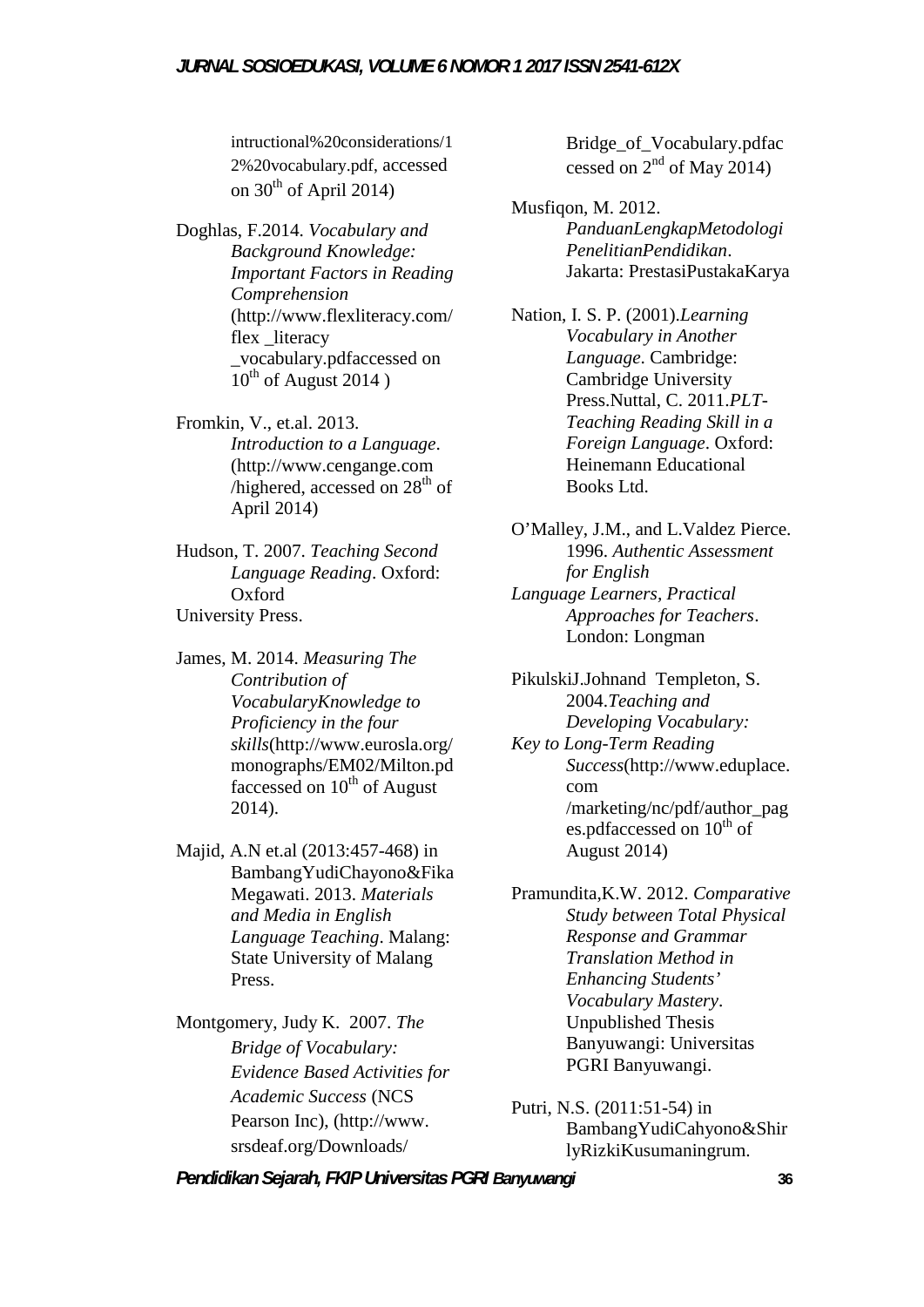intructional%20considerations/12%20vocabulary.pdf, accessed on 30th of April 2014)

Doghlas, F.2014. *Vocabulary and Background Knowledge: Important Factors in Reading Comprehension* (http://www.flexliteracy.com/flex _literacy _vocabulary.pdfaccessed on 10th of August 2014 )

Fromkin, V., et.al. 2013. *Introduction to a Language*. (http://www.cengange.com /highered, accessed on 28th of April 2014)

Hudson, T. 2007. *Teaching Second Language Reading*. Oxford: Oxford University Press.

James, M. 2014. *Measuring The Contribution of VocabularyKnowledge to Proficiency in the four skills*(http://www.eurosla.org/monographs/EM02/Milton.pdfaccessed on 10th of August 2014).

Majid, A.N et.al (2013:457-468) in BambangYudiChayono&Fika Megawati. 2013. *Materials and Media in English Language Teaching*. Malang: State University of Malang Press.

Montgomery, Judy K. 2007. *The Bridge of Vocabulary: Evidence Based Activities for Academic Success* (NCS Pearson Inc), (http://www. srsdeaf.org/Downloads/ Bridge_of_Vocabulary.pdfaccessed on 2nd of May 2014)

Musfiqon, M. 2012. *PanduanLengkapMetodologi PenelitianPendidikan*. Jakarta: PrestasiPustakaKarya

Nation, I. S. P. (2001).*Learning Vocabulary in Another Language*. Cambridge: Cambridge University Press.Nuttal, C. 2011.*PLT-Teaching Reading Skill in a Foreign Language*. Oxford: Heinemann Educational Books Ltd.

O'Malley, J.M., and L.Valdez Pierce. 1996. *Authentic Assessment for English Language Learners, Practical Approaches for Teachers*. London: Longman

PikulskiJ.Johnand Templeton, S. 2004.*Teaching and Developing Vocabulary: Key to Long-Term Reading Success*(http://www.eduplace.com /marketing/nc/pdf/author_pages.pdfaccessed on 10th of August 2014)

Pramundita,K.W. 2012. *Comparative Study between Total Physical Response and Grammar Translation Method in Enhancing Students' Vocabulary Mastery*. Unpublished Thesis Banyuwangi: Universitas PGRI Banyuwangi.

Putri, N.S. (2011:51-54) in BambangYudiCahyono&ShirlyRizkiKusumaningrum.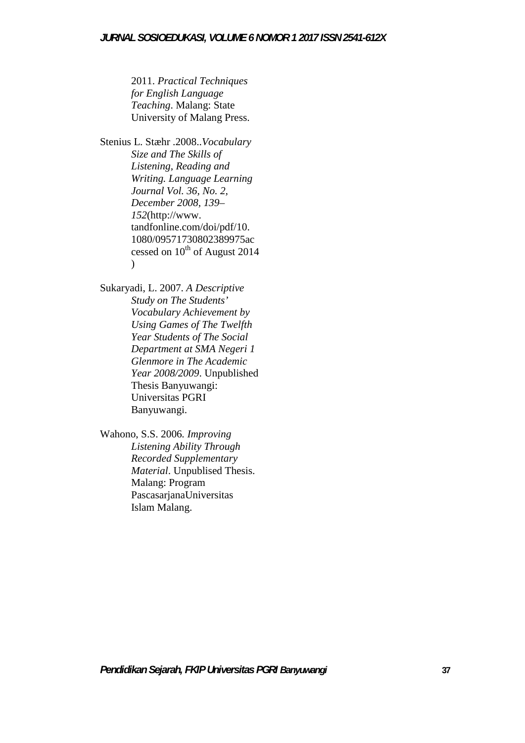2011. *Practical Techniques for English Language Teaching*. Malang: State University of Malang Press.

Stenius L. Stæhr .2008..*Vocabulary Size and The Skills of Listening, Reading and Writing. Language Learning Journal Vol. 36, No. 2, December 2008, 139–152*(http://www. tandfonline.com/doi/pdf/10. 1080/09571730802389975accessed on 10th of August 2014 )

Sukaryadi, L. 2007. *A Descriptive Study on The Students' Vocabulary Achievement by Using Games of The Twelfth Year Students of The Social Department at SMA Negeri 1 Glenmore in The Academic Year 2008/2009*. Unpublished Thesis Banyuwangi: Universitas PGRI Banyuwangi.

Wahono, S.S. 2006*. Improving Listening Ability Through Recorded Supplementary Material*. Unpublised Thesis. Malang: Program PascasarjanaUniversitas Islam Malang.